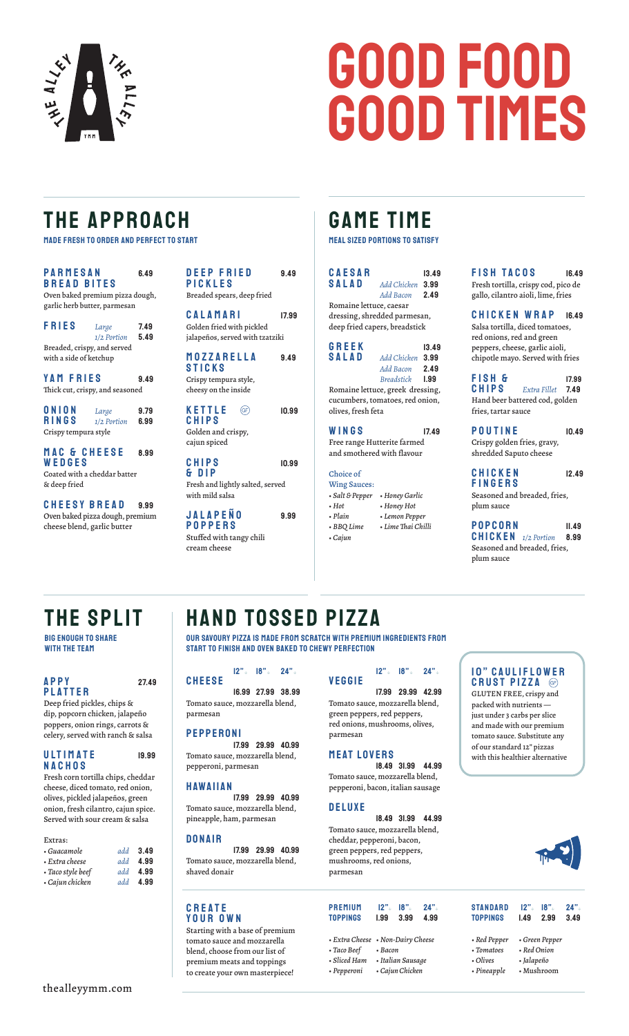# GOOD FOOD GOOD TIMES

## THE APPROACH

**MADE FRESH TO ORDER AND PERFECT TO START**

### PARMESAN BREAD BITES — 6.49
Oven baked premium pizza dough, garlic herb butter, parmesan

### FRIES
*Large* 7.49
*1/2 Portion* 5.49

Breaded, crispy, and served with a side of ketchup

### YAM FRIES — 9.49
Thick cut, crispy, and seasoned

### ONION RINGS
*Large* 9.79
*1/2 Portion* 6.99

Crispy tempura style

### MAC & CHEESE WEDGES — 8.99
Coated with a cheddar batter & deep fried

### CHEESY BREAD — 9.99
Oven baked pizza dough, premium cheese blend, garlic butter

### DEEP FRIED PICKLES — 9.49
Breaded spears, deep fried

### CALAMARI — 17.99
Golden fried with pickled jalapeños, served with tzatziki

### MOZZARELLA STICKS — 9.49
Crispy tempura style, cheesy on the inside

### KETTLE CHIPS (GF) — 10.99
Golden and crispy, cajun spiced

### CHIPS & DIP — 10.99
Fresh and lightly salted, served with mild salsa

### JALAPEÑO POPPERS — 9.99
Stuffed with tangy chili cream cheese

## GAME TIME

**MEAL SIZED PORTIONS TO SATISFY**

### CAESAR SALAD — 13.49
*Add Chicken* 3.99
*Add Bacon* 2.49

Romaine lettuce, caesar dressing, shredded parmesan, deep fried capers, breadstick

### GREEK SALAD — 13.49
*Add Chicken* 3.99
*Add Bacon* 2.49
*Breadstick* 1.99

Romaine lettuce, greek dressing, cucumbers, tomatoes, red onion, olives, fresh feta

### WINGS — 17.49
Free range Hutterite farmed and smothered with flavour

Choice of Wing Sauces:

- *Salt & Pepper*
- *Hot*
- *Plain*
- *BBQ Lime*
- *Cajun*
- *Honey Garlic*
- *Honey Hot*
- *Lemon Pepper*
- *Lime Thai Chilli*

### FISH TACOS — 16.49
Fresh tortilla, crispy cod, pico de gallo, cilantro aioli, lime, fries

### CHICKEN WRAP — 16.49
Salsa tortilla, diced tomatoes, red onions, red and green peppers, cheese, garlic aioli, chipotle mayo. Served with fries

### FISH & CHIPS — 17.99
*Extra Fillet* 7.49

Hand beer battered cod, golden fries, tartar sauce

### POUTINE — 10.49
Crispy golden fries, gravy, shredded Saputo cheese

### CHICKEN FINGERS — 12.49
Seasoned and breaded, fries, plum sauce

### POPCORN CHICKEN — 11.49
*1/2 Portion* 8.99

Seasoned and breaded, fries, plum sauce

## THE SPLIT

**BIG ENOUGH TO SHARE WITH THE TEAM**

### APPY PLATTER — 27.49
Deep fried pickles, chips & dip, popcorn chicken, jalapeño poppers, onion rings, carrots & celery, served with ranch & salsa

### ULTIMATE NACHOS — 19.99
Fresh corn tortilla chips, cheddar cheese, diced tomato, red onion, olives, pickled jalapeños, green onion, fresh cilantro, cajun spice. Served with sour cream & salsa

Extras:

| | | |
|---|---|---|
| *Guacamole* | *add* | 3.49 |
| *Extra cheese* | *add* | 4.99 |
| *Taco style beef* | *add* | 4.99 |
| *Cajun chicken* | *add* | 4.99 |

## HAND TOSSED PIZZA

**OUR SAVOURY PIZZA IS MADE FROM SCRATCH WITH PREMIUM INGREDIENTS FROM START TO FINISH AND OVEN BAKED TO CHEWY PERFECTION**

| Pizza | 12" | 18" | 24" |
|---|---|---|---|
| **CHEESE** | 16.99 | 27.99 | 38.99 |
| **PEPPERONI** | 17.99 | 29.99 | 40.99 |
| **HAWAIIAN** | 17.99 | 29.99 | 40.99 |
| **DONAIR** | 17.99 | 29.99 | 40.99 |
| **VEGGIE** | 17.99 | 29.99 | 42.99 |
| **MEAT LOVERS** | 18.49 | 31.99 | 44.99 |
| **DELUXE** | 18.49 | 31.99 | 44.99 |

### CHEESE
Tomato sauce, mozzarella blend, parmesan

### PEPPERONI
Tomato sauce, mozzarella blend, pepperoni, parmesan

### HAWAIIAN
Tomato sauce, mozzarella blend, pineapple, ham, parmesan

### DONAIR
Tomato sauce, mozzarella blend, shaved donair

### VEGGIE
Tomato sauce, mozzarella blend, green peppers, red peppers, red onions, mushrooms, olives, parmesan

### MEAT LOVERS
Tomato sauce, mozzarella blend, pepperoni, bacon, italian sausage

### DELUXE
Tomato sauce, mozzarella blend, cheddar, pepperoni, bacon, green peppers, red peppers, mushrooms, red onions, parmesan

### 10" CAULIFLOWER CRUST PIZZA (GF)
GLUTEN FREE, crispy and packed with nutrients — just under 3 carbs per slice and made with our premium tomato sauce. Substitute any of our standard 12" pizzas with this healthier alternative

### CREATE YOUR OWN
Starting with a base of premium tomato sauce and mozzarella blend, choose from our list of premium meats and toppings to create your own masterpiece!

| Toppings | 12" | 18" | 24" |
|---|---|---|---|
| **PREMIUM TOPPINGS** | 1.99 | 3.99 | 4.99 |
| **STANDARD TOPPINGS** | 1.49 | 2.99 | 3.49 |

Premium Toppings:

- *Extra Cheese*
- *Taco Beef*
- *Sliced Ham*
- *Pepperoni*
- *Non-Dairy Cheese*
- *Bacon*
- *Italian Sausage*
- *Cajun Chicken*

Standard Toppings:

- *Red Pepper*
- *Tomatoes*
- *Olives*
- *Pineapple*
- *Green Pepper*
- *Red Onion*
- *Jalapeño*
- Mushroom

thealleyymm.com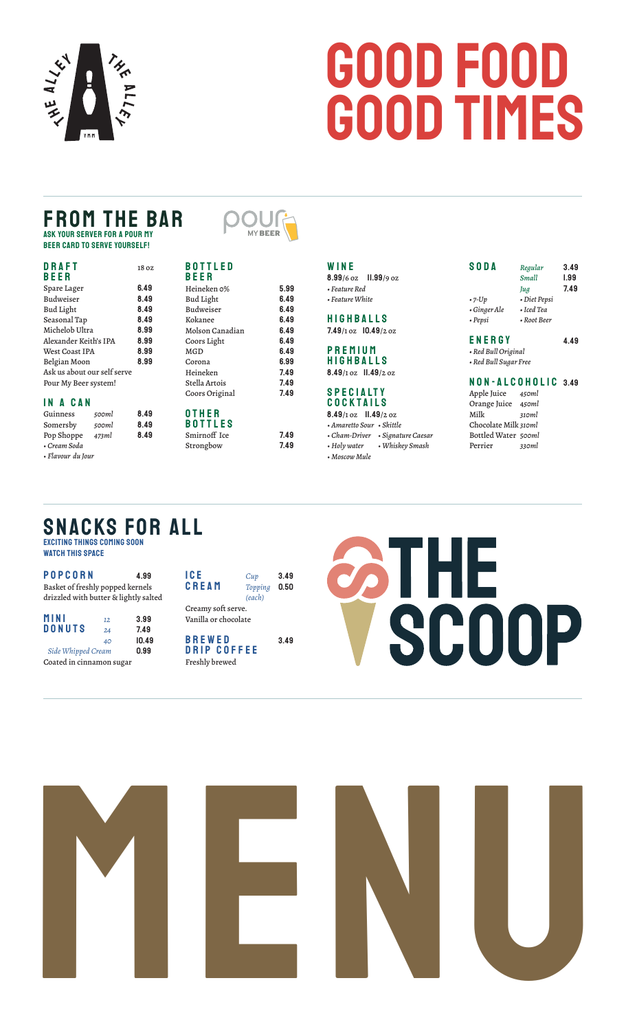# GOOD FOOD GOOD TIMES

## FROM THE BAR

**ASK YOUR SERVER FOR A POUR MY BEER CARD TO SERVE YOURSELF!**

pour MY BEER

### DRAFT BEER

| | 18 oz |
|---|---|
| Spare Lager | 6.49 |
| Budweiser | 8.49 |
| Bud Light | 8.49 |
| Seasonal Tap | 8.49 |
| Michelob Ultra | 8.99 |
| Alexander Keith's IPA | 8.99 |
| West Coast IPA | 8.99 |
| Belgian Moon | 8.99 |

Ask us about our self serve Pour My Beer system!

### IN A CAN

| | | |
|---|---|---|
| Guinness | *500ml* | 8.49 |
| Somersby | *500ml* | 8.49 |
| Pop Shoppe | *473ml* | 8.49 |

- *Cream Soda*
- *Flavour du Jour*

### BOTTLED BEER

| | |
|---|---|
| Heineken 0% | 5.99 |
| Bud Light | 6.49 |
| Budweiser | 6.49 |
| Kokanee | 6.49 |
| Molson Canadian | 6.49 |
| Coors Light | 6.49 |
| MGD | 6.49 |
| Corona | 6.99 |
| Heineken | 7.49 |
| Stella Artois | 7.49 |
| Coors Original | 7.49 |

### OTHER BOTTLES

| | |
|---|---|
| Smirnoff Ice | 7.49 |
| Strongbow | 7.49 |

### WINE

**8.99**/6 oz **11.99**/9 oz

- *Feature Red*
- *Feature White*

### HIGHBALLS

**7.49**/1 oz **10.49**/2 oz

### PREMIUM HIGHBALLS

**8.49**/1 oz **11.49**/2 oz

### SPECIALTY COCKTAILS

**8.49**/1 oz **11.49**/2 oz

- *Amaretto Sour*
- *Skittle*
- *Cham-Driver*
- *Signature Caesar*
- *Holy water*
- *Whiskey Smash*
- *Moscow Mule*

### SODA

| | |
|---|---|
| *Regular* | 3.49 |
| *Small* | 1.99 |
| *Jug* | 7.49 |

- *7-Up*
- *Ginger Ale*
- *Pepsi*
- *Diet Pepsi*
- *Iced Tea*
- *Root Beer*

### ENERGY 4.49

- *Red Bull Original*
- *Red Bull Sugar Free*

### NON-ALCOHOLIC 3.49

| | |
|---|---|
| Apple Juice | *450ml* |
| Orange Juice | *450ml* |
| Milk | *310ml* |
| Chocolate Milk | *310ml* |
| Bottled Water | *500ml* |
| Perrier | *330ml* |

## SNACKS FOR ALL

**EXCITING THINGS COMING SOON WATCH THIS SPACE**

### POPCORN 4.99

Basket of freshly popped kernels drizzled with butter & lightly salted

### MINI DONUTS

| | |
|---|---|
| *12* | 3.99 |
| *24* | 7.49 |
| *40* | 10.49 |
| *Side Whipped Cream* | 0.99 |

Coated in cinnamon sugar

### ICE CREAM

| | |
|---|---|
| *Cup* | 3.49 |
| *Topping (each)* | 0.50 |

Creamy soft serve. Vanilla or chocolate

### BREWED DRIP COFFEE 3.49

Freshly brewed

# THE SCOOP

# MENU